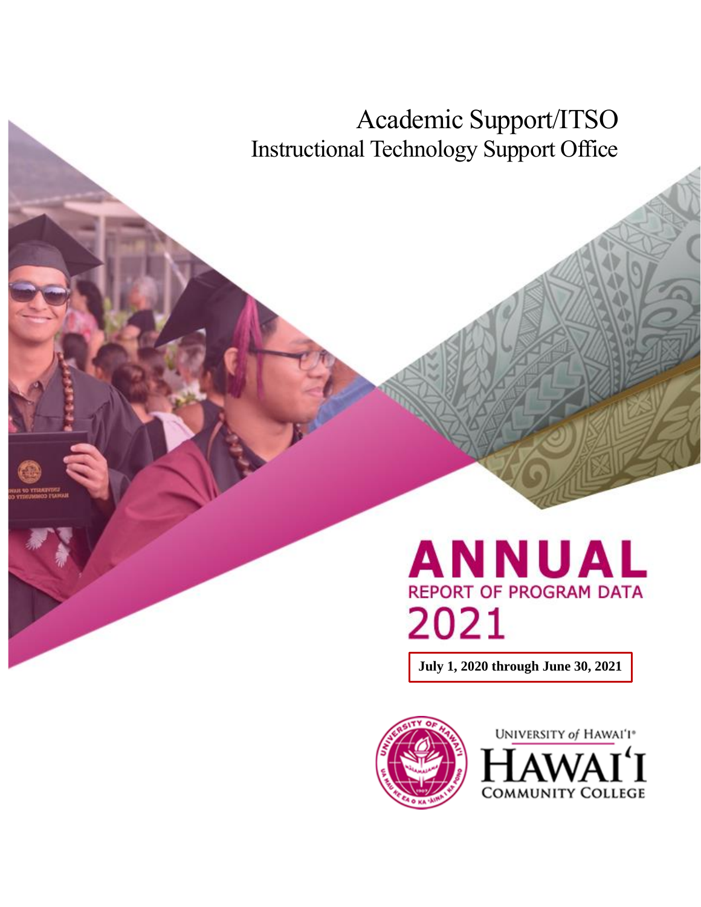# Academic Support/ITSO

## Instructional Technology Support Office

# ANNUAL

## REPORT OF PROGRAM DATA

## 2021

**July 1, 2020 through June 30, 2021**

UNIVERSITY of HAWAI'I®

HAWAI'I COMMUNITY COLLEGE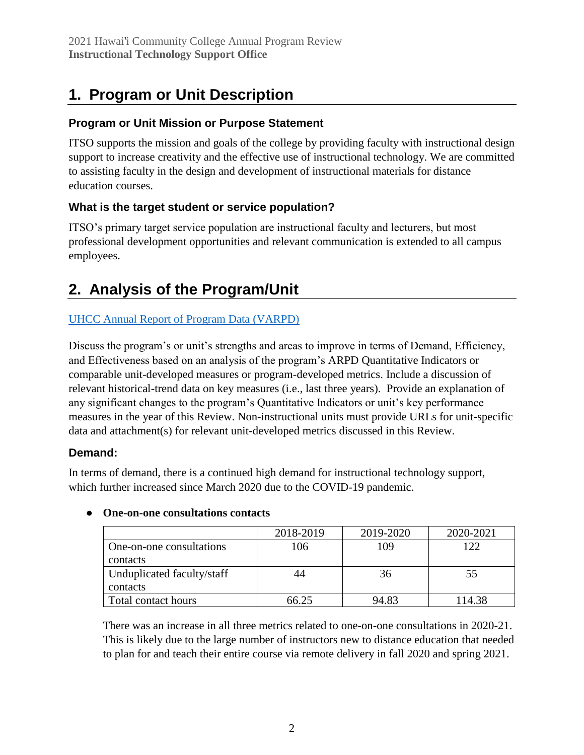# 1. Program or Unit Description

### Program or Unit Mission or Purpose Statement

ITSO supports the mission and goals of the college by providing faculty with instructional design support to increase creativity and the effective use of instructional technology. We are committed to assisting faculty in the design and development of instructional materials for distance education courses.

### What is the target student or service population?

ITSO's primary target service population are instructional faculty and lecturers, but most professional development opportunities and relevant communication is extended to all campus employees.

# 2. Analysis of the Program/Unit

[UHCC Annual Report of Program Data (VARPD)]

Discuss the program's or unit's strengths and areas to improve in terms of Demand, Efficiency, and Effectiveness based on an analysis of the program's ARPD Quantitative Indicators or comparable unit-developed measures or program-developed metrics. Include a discussion of relevant historical-trend data on key measures (i.e., last three years). Provide an explanation of any significant changes to the program's Quantitative Indicators or unit's key performance measures in the year of this Review. Non-instructional units must provide URLs for unit-specific data and attachment(s) for relevant unit-developed metrics discussed in this Review.

### Demand:

In terms of demand, there is a continued high demand for instructional technology support, which further increased since March 2020 due to the COVID-19 pandemic.

- **One-on-one consultations contacts**

| | 2018-2019 | 2019-2020 | 2020-2021 |
|---|---|---|---|
| One-on-one consultations contacts | 106 | 109 | 122 |
| Unduplicated faculty/staff contacts | 44 | 36 | 55 |
| Total contact hours | 66.25 | 94.83 | 114.38 |

There was an increase in all three metrics related to one-on-one consultations in 2020-21. This is likely due to the large number of instructors new to distance education that needed to plan for and teach their entire course via remote delivery in fall 2020 and spring 2021.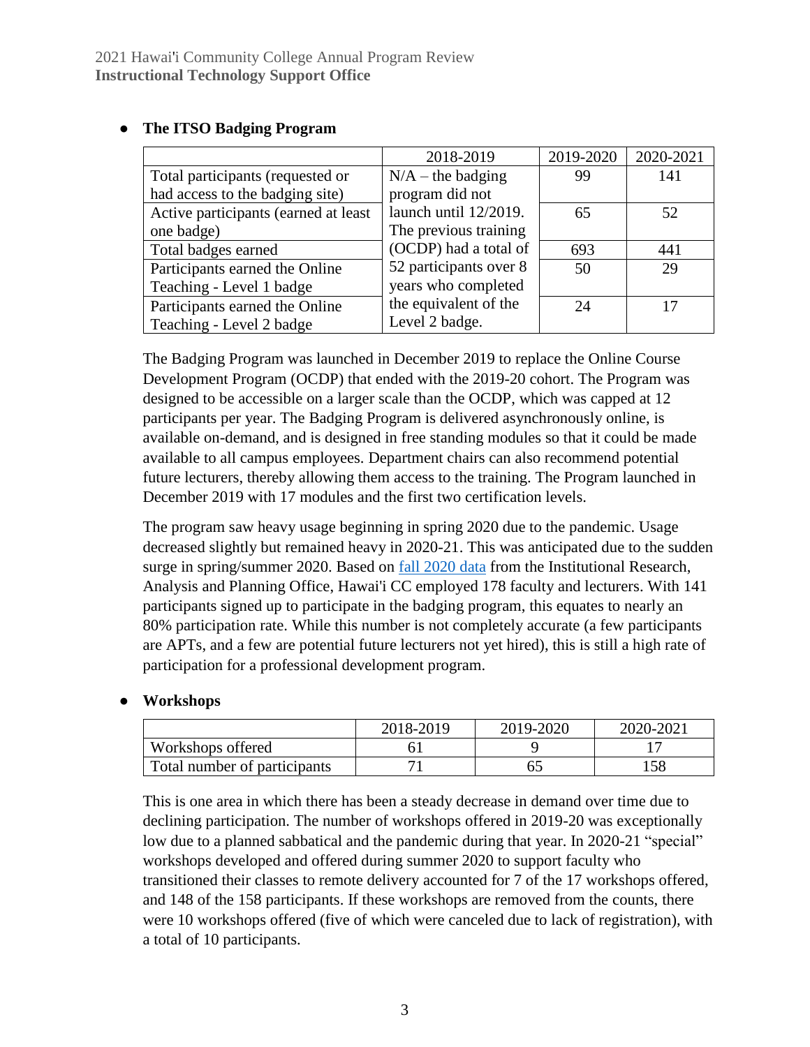- **The ITSO Badging Program**

| | 2018-2019 | 2019-2020 | 2020-2021 |
|---|---|---|---|
| Total participants (requested or had access to the badging site) | N/A – the badging program did not launch until 12/2019. The previous training (OCDP) had a total of 52 participants over 8 years who completed the equivalent of the Level 2 badge. | 99 | 141 |
| Active participants (earned at least one badge) | | 65 | 52 |
| Total badges earned | | 693 | 441 |
| Participants earned the Online Teaching - Level 1 badge | | 50 | 29 |
| Participants earned the Online Teaching - Level 2 badge | | 24 | 17 |

The Badging Program was launched in December 2019 to replace the Online Course Development Program (OCDP) that ended with the 2019-20 cohort. The Program was designed to be accessible on a larger scale than the OCDP, which was capped at 12 participants per year. The Badging Program is delivered asynchronously online, is available on-demand, and is designed in free standing modules so that it could be made available to all campus employees. Department chairs can also recommend potential future lecturers, thereby allowing them access to the training. The Program launched in December 2019 with 17 modules and the first two certification levels.

The program saw heavy usage beginning in spring 2020 due to the pandemic. Usage decreased slightly but remained heavy in 2020-21. This was anticipated due to the sudden surge in spring/summer 2020. Based on fall 2020 data from the Institutional Research, Analysis and Planning Office, Hawai'i CC employed 178 faculty and lecturers. With 141 participants signed up to participate in the badging program, this equates to nearly an 80% participation rate. While this number is not completely accurate (a few participants are APTs, and a few are potential future lecturers not yet hired), this is still a high rate of participation for a professional development program.

- **Workshops**

| | 2018-2019 | 2019-2020 | 2020-2021 |
|---|---|---|---|
| Workshops offered | 61 | 9 | 17 |
| Total number of participants | 71 | 65 | 158 |

This is one area in which there has been a steady decrease in demand over time due to declining participation. The number of workshops offered in 2019-20 was exceptionally low due to a planned sabbatical and the pandemic during that year. In 2020-21 "special" workshops developed and offered during summer 2020 to support faculty who transitioned their classes to remote delivery accounted for 7 of the 17 workshops offered, and 148 of the 158 participants. If these workshops are removed from the counts, there were 10 workshops offered (five of which were canceled due to lack of registration), with a total of 10 participants.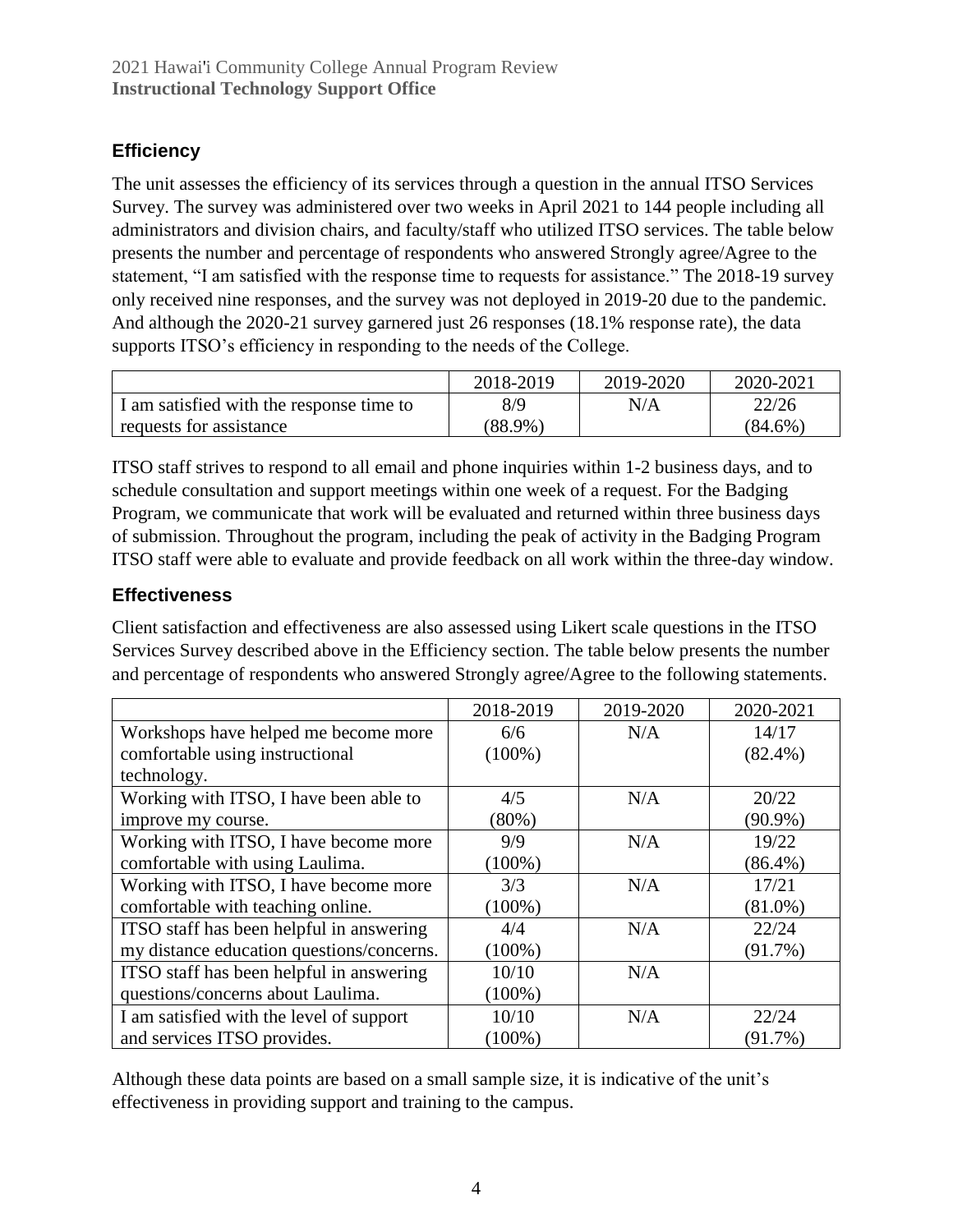## Efficiency

The unit assesses the efficiency of its services through a question in the annual ITSO Services Survey. The survey was administered over two weeks in April 2021 to 144 people including all administrators and division chairs, and faculty/staff who utilized ITSO services. The table below presents the number and percentage of respondents who answered Strongly agree/Agree to the statement, "I am satisfied with the response time to requests for assistance." The 2018-19 survey only received nine responses, and the survey was not deployed in 2019-20 due to the pandemic. And although the 2020-21 survey garnered just 26 responses (18.1% response rate), the data supports ITSO's efficiency in responding to the needs of the College.

| | 2018-2019 | 2019-2020 | 2020-2021 |
|---|---|---|---|
| I am satisfied with the response time to requests for assistance | 8/9 (88.9%) | N/A | 22/26 (84.6%) |

ITSO staff strives to respond to all email and phone inquiries within 1-2 business days, and to schedule consultation and support meetings within one week of a request. For the Badging Program, we communicate that work will be evaluated and returned within three business days of submission. Throughout the program, including the peak of activity in the Badging Program ITSO staff were able to evaluate and provide feedback on all work within the three-day window.

## Effectiveness

Client satisfaction and effectiveness are also assessed using Likert scale questions in the ITSO Services Survey described above in the Efficiency section. The table below presents the number and percentage of respondents who answered Strongly agree/Agree to the following statements.

| | 2018-2019 | 2019-2020 | 2020-2021 |
|---|---|---|---|
| Workshops have helped me become more comfortable using instructional technology. | 6/6 (100%) | N/A | 14/17 (82.4%) |
| Working with ITSO, I have been able to improve my course. | 4/5 (80%) | N/A | 20/22 (90.9%) |
| Working with ITSO, I have become more comfortable with using Laulima. | 9/9 (100%) | N/A | 19/22 (86.4%) |
| Working with ITSO, I have become more comfortable with teaching online. | 3/3 (100%) | N/A | 17/21 (81.0%) |
| ITSO staff has been helpful in answering my distance education questions/concerns. | 4/4 (100%) | N/A | 22/24 (91.7%) |
| ITSO staff has been helpful in answering questions/concerns about Laulima. | 10/10 (100%) | N/A | |
| I am satisfied with the level of support and services ITSO provides. | 10/10 (100%) | N/A | 22/24 (91.7%) |

Although these data points are based on a small sample size, it is indicative of the unit's effectiveness in providing support and training to the campus.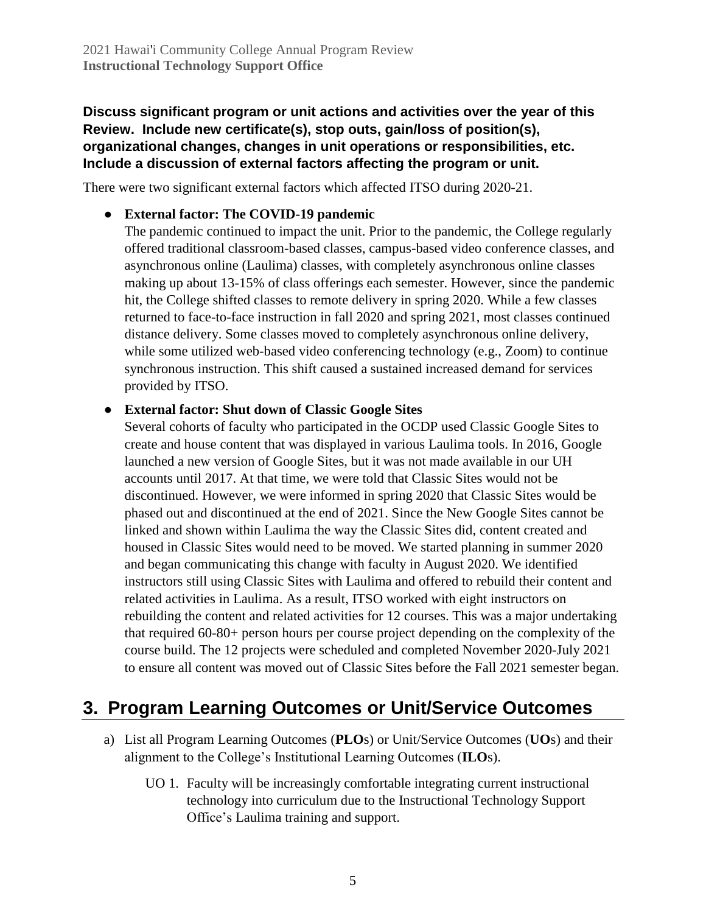**Discuss significant program or unit actions and activities over the year of this Review. Include new certificate(s), stop outs, gain/loss of position(s), organizational changes, changes in unit operations or responsibilities, etc. Include a discussion of external factors affecting the program or unit.**

There were two significant external factors which affected ITSO during 2020-21.

- **External factor: The COVID-19 pandemic**
  The pandemic continued to impact the unit. Prior to the pandemic, the College regularly offered traditional classroom-based classes, campus-based video conference classes, and asynchronous online (Laulima) classes, with completely asynchronous online classes making up about 13-15% of class offerings each semester. However, since the pandemic hit, the College shifted classes to remote delivery in spring 2020. While a few classes returned to face-to-face instruction in fall 2020 and spring 2021, most classes continued distance delivery. Some classes moved to completely asynchronous online delivery, while some utilized web-based video conferencing technology (e.g., Zoom) to continue synchronous instruction. This shift caused a sustained increased demand for services provided by ITSO.

- **External factor: Shut down of Classic Google Sites**
  Several cohorts of faculty who participated in the OCDP used Classic Google Sites to create and house content that was displayed in various Laulima tools. In 2016, Google launched a new version of Google Sites, but it was not made available in our UH accounts until 2017. At that time, we were told that Classic Sites would not be discontinued. However, we were informed in spring 2020 that Classic Sites would be phased out and discontinued at the end of 2021. Since the New Google Sites cannot be linked and shown within Laulima the way the Classic Sites did, content created and housed in Classic Sites would need to be moved. We started planning in summer 2020 and began communicating this change with faculty in August 2020. We identified instructors still using Classic Sites with Laulima and offered to rebuild their content and related activities in Laulima. As a result, ITSO worked with eight instructors on rebuilding the content and related activities for 12 courses. This was a major undertaking that required 60-80+ person hours per course project depending on the complexity of the course build. The 12 projects were scheduled and completed November 2020-July 2021 to ensure all content was moved out of Classic Sites before the Fall 2021 semester began.

## 3. Program Learning Outcomes or Unit/Service Outcomes

a) List all Program Learning Outcomes (**PLO**s) or Unit/Service Outcomes (**UO**s) and their alignment to the College's Institutional Learning Outcomes (**ILO**s).

UO 1. Faculty will be increasingly comfortable integrating current instructional technology into curriculum due to the Instructional Technology Support Office's Laulima training and support.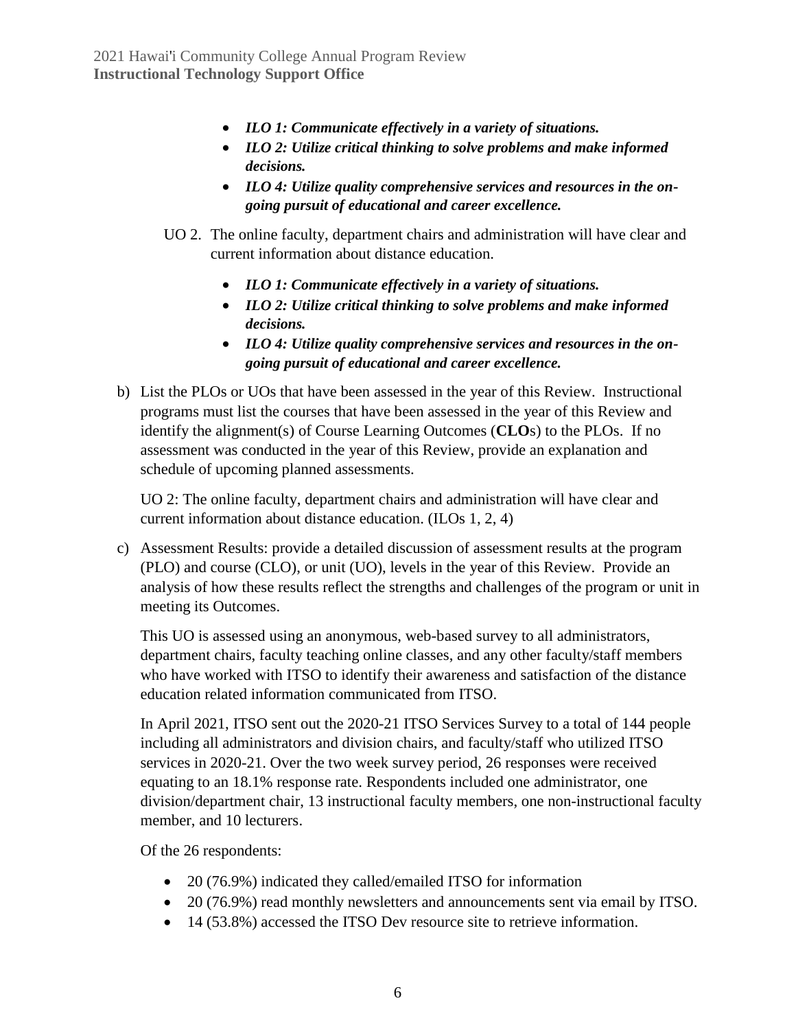- ***ILO 1: Communicate effectively in a variety of situations.***
- ***ILO 2: Utilize critical thinking to solve problems and make informed decisions.***
- ***ILO 4: Utilize quality comprehensive services and resources in the on-going pursuit of educational and career excellence.***

UO 2. The online faculty, department chairs and administration will have clear and current information about distance education.

- ***ILO 1: Communicate effectively in a variety of situations.***
- ***ILO 2: Utilize critical thinking to solve problems and make informed decisions.***
- ***ILO 4: Utilize quality comprehensive services and resources in the on-going pursuit of educational and career excellence.***

b) List the PLOs or UOs that have been assessed in the year of this Review. Instructional programs must list the courses that have been assessed in the year of this Review and identify the alignment(s) of Course Learning Outcomes (**CLO**s) to the PLOs. If no assessment was conducted in the year of this Review, provide an explanation and schedule of upcoming planned assessments.

UO 2: The online faculty, department chairs and administration will have clear and current information about distance education. (ILOs 1, 2, 4)

c) Assessment Results: provide a detailed discussion of assessment results at the program (PLO) and course (CLO), or unit (UO), levels in the year of this Review. Provide an analysis of how these results reflect the strengths and challenges of the program or unit in meeting its Outcomes.

This UO is assessed using an anonymous, web-based survey to all administrators, department chairs, faculty teaching online classes, and any other faculty/staff members who have worked with ITSO to identify their awareness and satisfaction of the distance education related information communicated from ITSO.

In April 2021, ITSO sent out the 2020-21 ITSO Services Survey to a total of 144 people including all administrators and division chairs, and faculty/staff who utilized ITSO services in 2020-21. Over the two week survey period, 26 responses were received equating to an 18.1% response rate. Respondents included one administrator, one division/department chair, 13 instructional faculty members, one non-instructional faculty member, and 10 lecturers.

Of the 26 respondents:

- 20 (76.9%) indicated they called/emailed ITSO for information
- 20 (76.9%) read monthly newsletters and announcements sent via email by ITSO.
- 14 (53.8%) accessed the ITSO Dev resource site to retrieve information.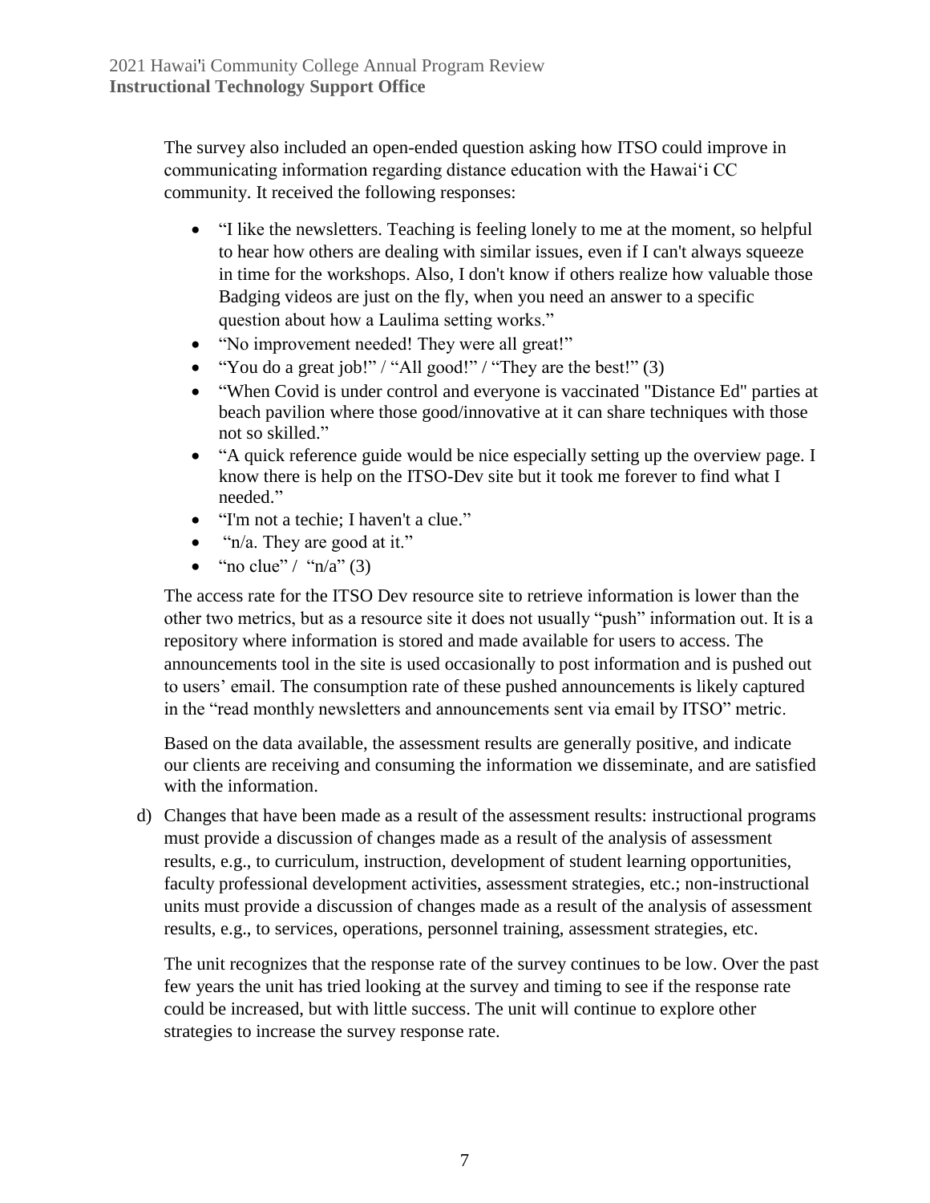The survey also included an open-ended question asking how ITSO could improve in communicating information regarding distance education with the Hawai‘i CC community. It received the following responses:

- “I like the newsletters. Teaching is feeling lonely to me at the moment, so helpful to hear how others are dealing with similar issues, even if I can't always squeeze in time for the workshops. Also, I don't know if others realize how valuable those Badging videos are just on the fly, when you need an answer to a specific question about how a Laulima setting works.”
- “No improvement needed! They were all great!”
- “You do a great job!” / “All good!” / “They are the best!” (3)
- “When Covid is under control and everyone is vaccinated "Distance Ed" parties at beach pavilion where those good/innovative at it can share techniques with those not so skilled.”
- “A quick reference guide would be nice especially setting up the overview page. I know there is help on the ITSO-Dev site but it took me forever to find what I needed.”
- “I'm not a techie; I haven't a clue.”
- “n/a. They are good at it.”
- “no clue” / “n/a” (3)

The access rate for the ITSO Dev resource site to retrieve information is lower than the other two metrics, but as a resource site it does not usually “push” information out. It is a repository where information is stored and made available for users to access. The announcements tool in the site is used occasionally to post information and is pushed out to users’ email. The consumption rate of these pushed announcements is likely captured in the “read monthly newsletters and announcements sent via email by ITSO” metric.

Based on the data available, the assessment results are generally positive, and indicate our clients are receiving and consuming the information we disseminate, and are satisfied with the information.

d) Changes that have been made as a result of the assessment results: instructional programs must provide a discussion of changes made as a result of the analysis of assessment results, e.g., to curriculum, instruction, development of student learning opportunities, faculty professional development activities, assessment strategies, etc.; non-instructional units must provide a discussion of changes made as a result of the analysis of assessment results, e.g., to services, operations, personnel training, assessment strategies, etc.

The unit recognizes that the response rate of the survey continues to be low. Over the past few years the unit has tried looking at the survey and timing to see if the response rate could be increased, but with little success. The unit will continue to explore other strategies to increase the survey response rate.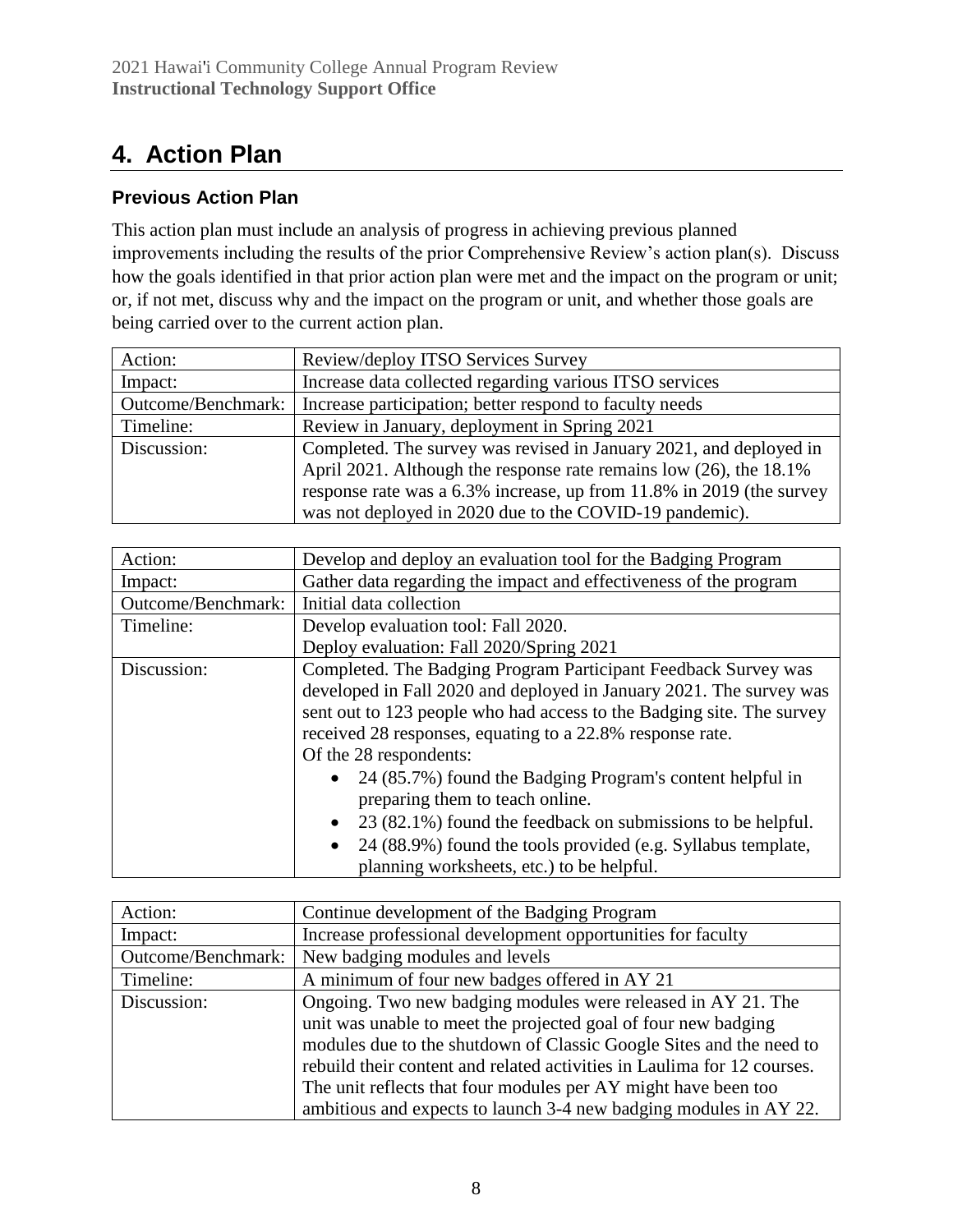# 4. Action Plan

### Previous Action Plan

This action plan must include an analysis of progress in achieving previous planned improvements including the results of the prior Comprehensive Review's action plan(s). Discuss how the goals identified in that prior action plan were met and the impact on the program or unit; or, if not met, discuss why and the impact on the program or unit, and whether those goals are being carried over to the current action plan.

| Action: | Review/deploy ITSO Services Survey |
|---|---|
| Impact: | Increase data collected regarding various ITSO services |
| Outcome/Benchmark: | Increase participation; better respond to faculty needs |
| Timeline: | Review in January, deployment in Spring 2021 |
| Discussion: | Completed. The survey was revised in January 2021, and deployed in April 2021. Although the response rate remains low (26), the 18.1% response rate was a 6.3% increase, up from 11.8% in 2019 (the survey was not deployed in 2020 due to the COVID-19 pandemic). |

| Action: | Develop and deploy an evaluation tool for the Badging Program |
|---|---|
| Impact: | Gather data regarding the impact and effectiveness of the program |
| Outcome/Benchmark: | Initial data collection |
| Timeline: | Develop evaluation tool: Fall 2020.<br>Deploy evaluation: Fall 2020/Spring 2021 |
| Discussion: | Completed. The Badging Program Participant Feedback Survey was developed in Fall 2020 and deployed in January 2021. The survey was sent out to 123 people who had access to the Badging site. The survey received 28 responses, equating to a 22.8% response rate.<br>Of the 28 respondents:<br>• 24 (85.7%) found the Badging Program's content helpful in preparing them to teach online.<br>• 23 (82.1%) found the feedback on submissions to be helpful.<br>• 24 (88.9%) found the tools provided (e.g. Syllabus template, planning worksheets, etc.) to be helpful. |

| Action: | Continue development of the Badging Program |
|---|---|
| Impact: | Increase professional development opportunities for faculty |
| Outcome/Benchmark: | New badging modules and levels |
| Timeline: | A minimum of four new badges offered in AY 21 |
| Discussion: | Ongoing. Two new badging modules were released in AY 21. The unit was unable to meet the projected goal of four new badging modules due to the shutdown of Classic Google Sites and the need to rebuild their content and related activities in Laulima for 12 courses. The unit reflects that four modules per AY might have been too ambitious and expects to launch 3-4 new badging modules in AY 22. |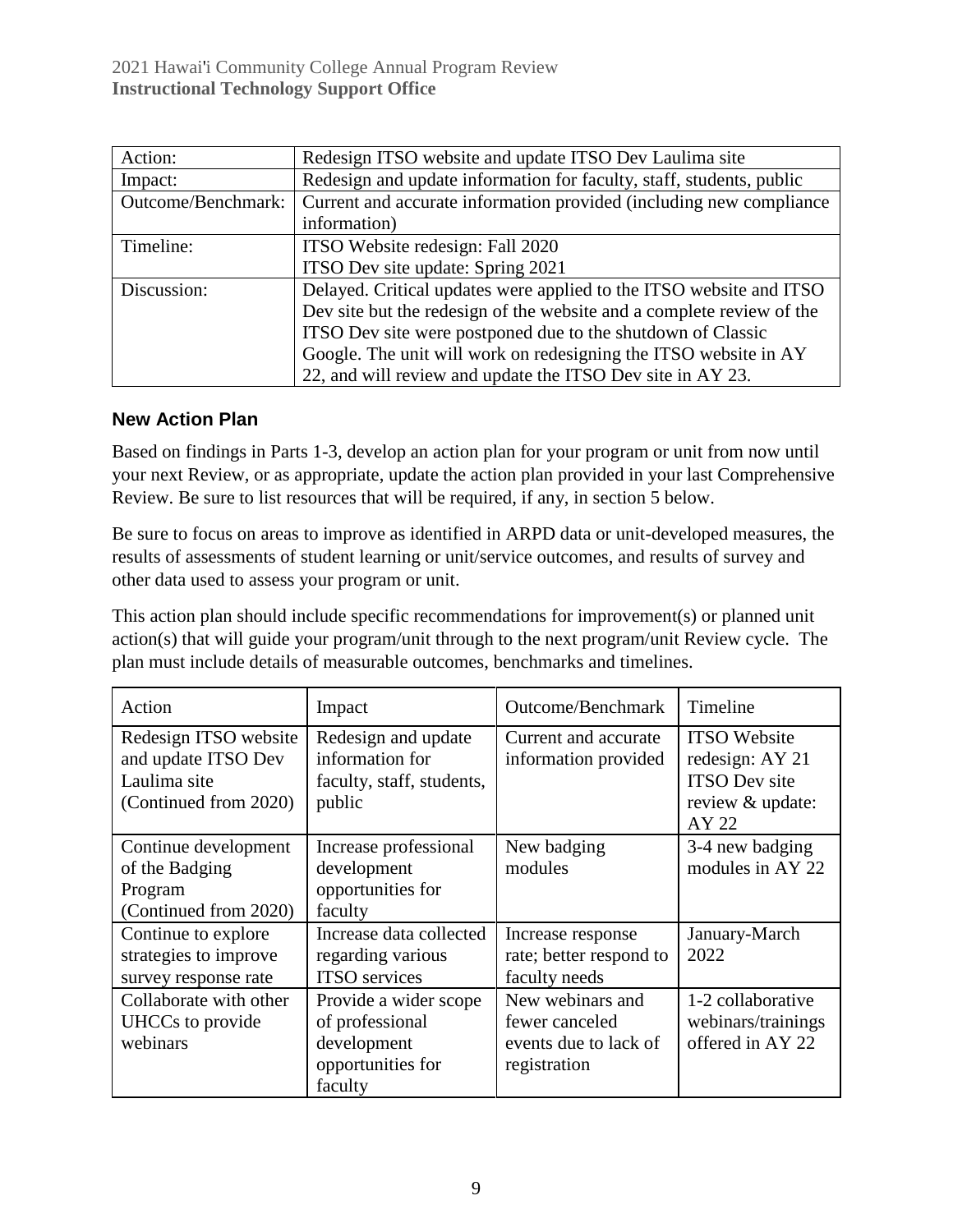| Action: | Redesign ITSO website and update ITSO Dev Laulima site |
|---|---|
| Impact: | Redesign and update information for faculty, staff, students, public |
| Outcome/Benchmark: | Current and accurate information provided (including new compliance information) |
| Timeline: | ITSO Website redesign: Fall 2020<br>ITSO Dev site update: Spring 2021 |
| Discussion: | Delayed. Critical updates were applied to the ITSO website and ITSO Dev site but the redesign of the website and a complete review of the ITSO Dev site were postponed due to the shutdown of Classic Google. The unit will work on redesigning the ITSO website in AY 22, and will review and update the ITSO Dev site in AY 23. |

### New Action Plan

Based on findings in Parts 1-3, develop an action plan for your program or unit from now until your next Review, or as appropriate, update the action plan provided in your last Comprehensive Review. Be sure to list resources that will be required, if any, in section 5 below.

Be sure to focus on areas to improve as identified in ARPD data or unit-developed measures, the results of assessments of student learning or unit/service outcomes, and results of survey and other data used to assess your program or unit.

This action plan should include specific recommendations for improvement(s) or planned unit action(s) that will guide your program/unit through to the next program/unit Review cycle. The plan must include details of measurable outcomes, benchmarks and timelines.

| Action | Impact | Outcome/Benchmark | Timeline |
|---|---|---|---|
| Redesign ITSO website and update ITSO Dev Laulima site (Continued from 2020) | Redesign and update information for faculty, staff, students, public | Current and accurate information provided | ITSO Website redesign: AY 21<br>ITSO Dev site review & update: AY 22 |
| Continue development of the Badging Program (Continued from 2020) | Increase professional development opportunities for faculty | New badging modules | 3-4 new badging modules in AY 22 |
| Continue to explore strategies to improve survey response rate | Increase data collected regarding various ITSO services | Increase response rate; better respond to faculty needs | January-March 2022 |
| Collaborate with other UHCCs to provide webinars | Provide a wider scope of professional development opportunities for faculty | New webinars and fewer canceled events due to lack of registration | 1-2 collaborative webinars/trainings offered in AY 22 |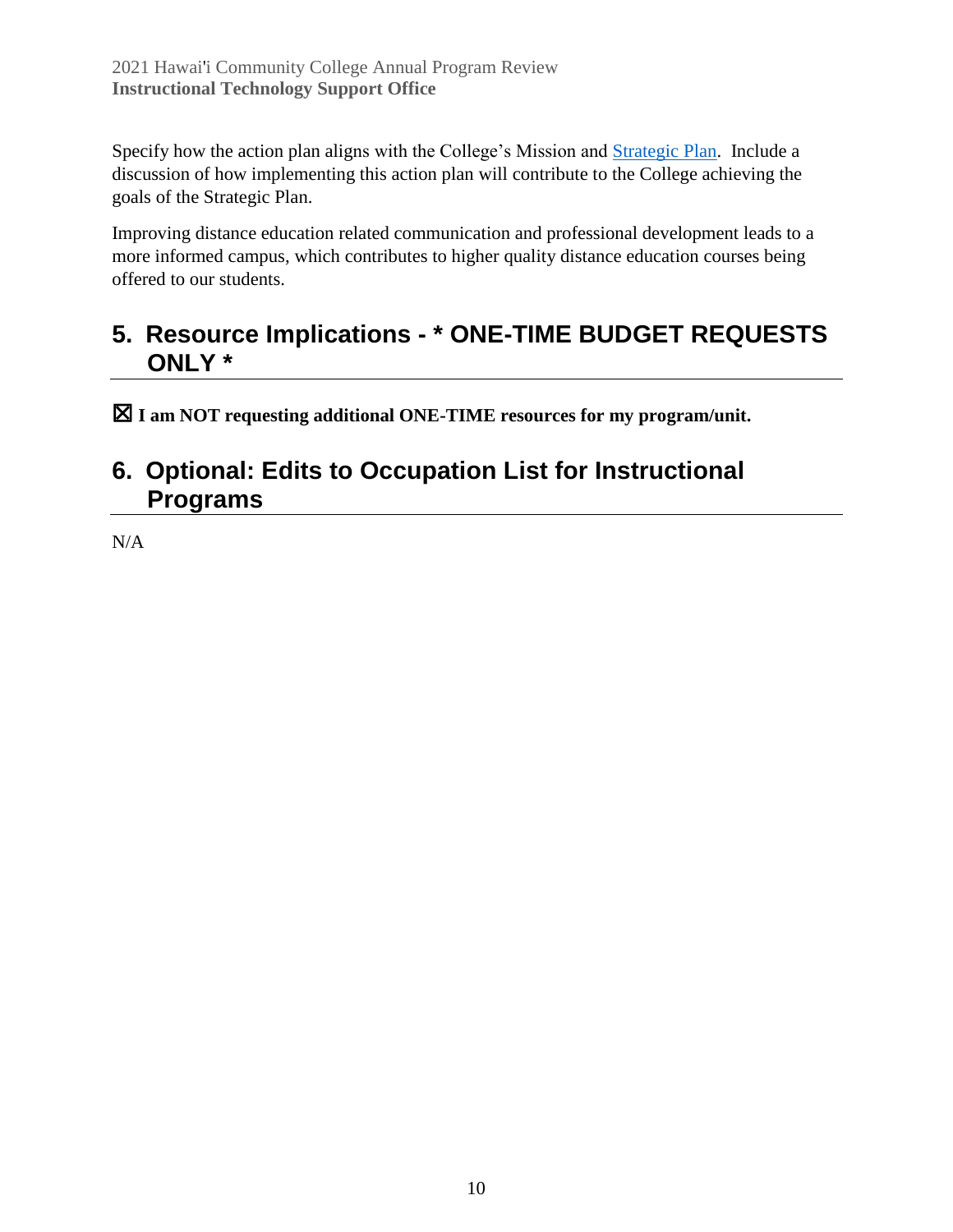Specify how the action plan aligns with the College's Mission and Strategic Plan. Include a discussion of how implementing this action plan will contribute to the College achieving the goals of the Strategic Plan.

Improving distance education related communication and professional development leads to a more informed campus, which contributes to higher quality distance education courses being offered to our students.

## 5. Resource Implications - * ONE-TIME BUDGET REQUESTS ONLY *

☒ **I am NOT requesting additional ONE-TIME resources for my program/unit.**

## 6. Optional: Edits to Occupation List for Instructional Programs

N/A